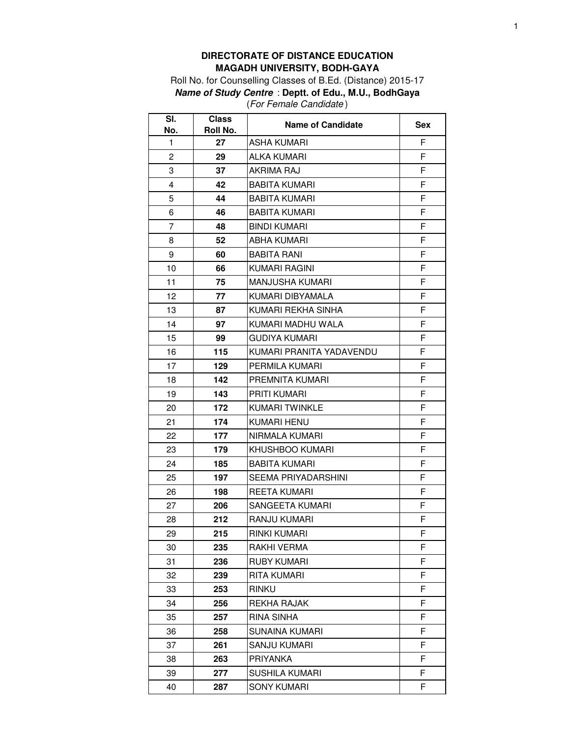**DIRECTORATE OF DISTANCE EDUCATION**
**MAGADH UNIVERSITY, BODH-GAYA**

Roll No. for Counselling Classes of B.Ed. (Distance) 2015-17

***Name of Study Centre*** : **Deptt. of Edu., M.U., BodhGaya**

(*For Female Candidate*)

| Sl. No. | Class Roll No. | Name of Candidate | Sex |
|---|---|---|---|
| 1 | **27** | ASHA KUMARI | F |
| 2 | **29** | ALKA KUMARI | F |
| 3 | **37** | AKRIMA RAJ | F |
| 4 | **42** | BABITA KUMARI | F |
| 5 | **44** | BABITA KUMARI | F |
| 6 | **46** | BABITA KUMARI | F |
| 7 | **48** | BINDI KUMARI | F |
| 8 | **52** | ABHA KUMARI | F |
| 9 | **60** | BABITA RANI | F |
| 10 | **66** | KUMARI RAGINI | F |
| 11 | **75** | MANJUSHA KUMARI | F |
| 12 | **77** | KUMARI DIBYAMALA | F |
| 13 | **87** | KUMARI REKHA SINHA | F |
| 14 | **97** | KUMARI MADHU WALA | F |
| 15 | **99** | GUDIYA KUMARI | F |
| 16 | **115** | KUMARI PRANITA YADAVENDU | F |
| 17 | **129** | PERMILA KUMARI | F |
| 18 | **142** | PREMNITA KUMARI | F |
| 19 | **143** | PRITI KUMARI | F |
| 20 | **172** | KUMARI TWINKLE | F |
| 21 | **174** | KUMARI HENU | F |
| 22 | **177** | NIRMALA KUMARI | F |
| 23 | **179** | KHUSHBOO KUMARI | F |
| 24 | **185** | BABITA KUMARI | F |
| 25 | **197** | SEEMA PRIYADARSHINI | F |
| 26 | **198** | REETA KUMARI | F |
| 27 | **206** | SANGEETA KUMARI | F |
| 28 | **212** | RANJU KUMARI | F |
| 29 | **215** | RINKI KUMARI | F |
| 30 | **235** | RAKHI VERMA | F |
| 31 | **236** | RUBY KUMARI | F |
| 32 | **239** | RITA KUMARI | F |
| 33 | **253** | RINKU | F |
| 34 | **256** | REKHA RAJAK | F |
| 35 | **257** | RINA SINHA | F |
| 36 | **258** | SUNAINA KUMARI | F |
| 37 | **261** | SANJU KUMARI | F |
| 38 | **263** | PRIYANKA | F |
| 39 | **277** | SUSHILA KUMARI | F |
| 40 | **287** | SONY KUMARI | F |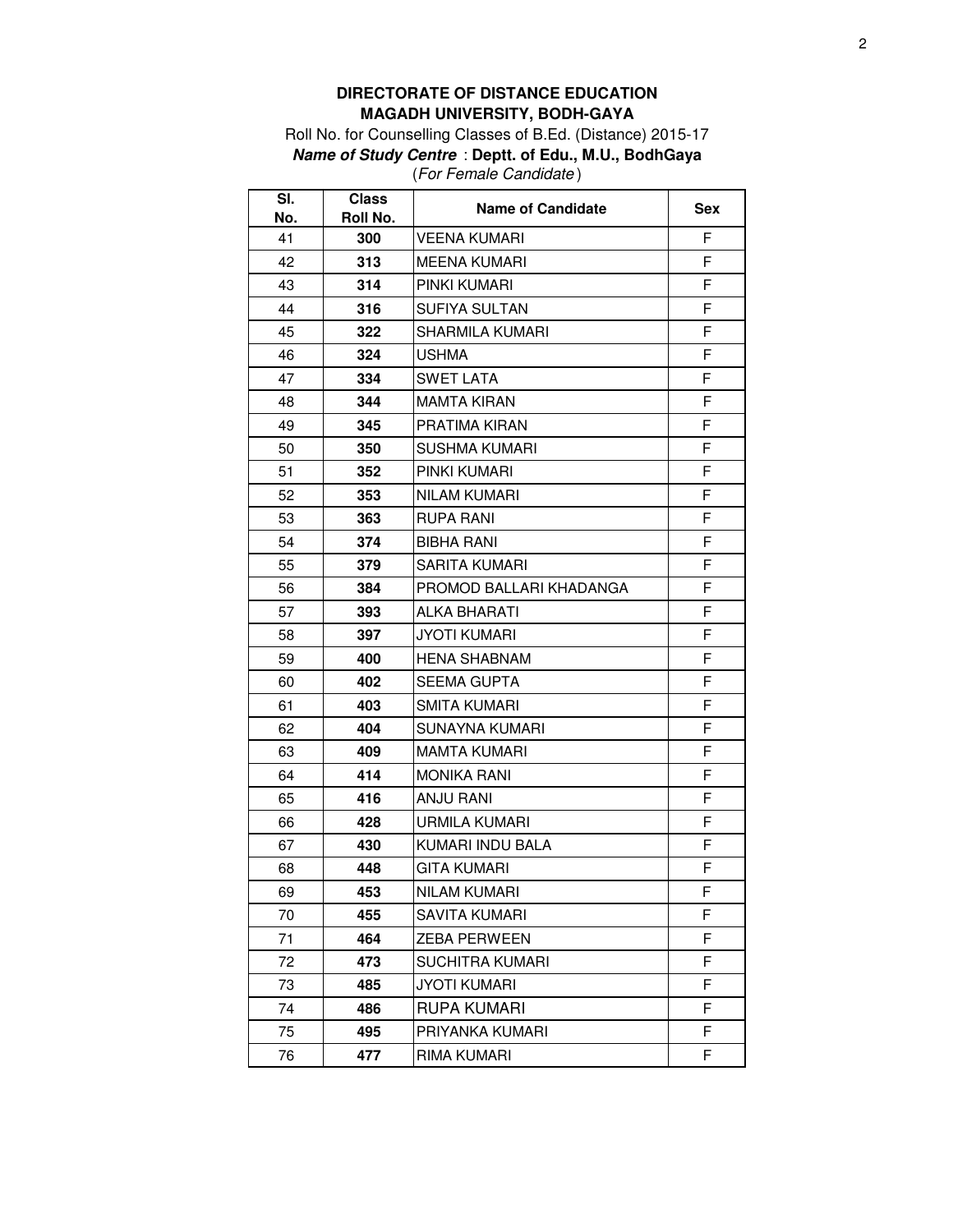**DIRECTORATE OF DISTANCE EDUCATION**
**MAGADH UNIVERSITY, BODH-GAYA**

Roll No. for Counselling Classes of B.Ed. (Distance) 2015-17

***Name of Study Centre*** : **Deptt. of Edu., M.U., BodhGaya**

(*For Female Candidate*)

| Sl. No. | Class Roll No. | Name of Candidate | Sex |
|---|---|---|---|
| 41 | **300** | VEENA KUMARI | F |
| 42 | **313** | MEENA KUMARI | F |
| 43 | **314** | PINKI KUMARI | F |
| 44 | **316** | SUFIYA SULTAN | F |
| 45 | **322** | SHARMILA KUMARI | F |
| 46 | **324** | USHMA | F |
| 47 | **334** | SWET LATA | F |
| 48 | **344** | MAMTA KIRAN | F |
| 49 | **345** | PRATIMA KIRAN | F |
| 50 | **350** | SUSHMA KUMARI | F |
| 51 | **352** | PINKI KUMARI | F |
| 52 | **353** | NILAM KUMARI | F |
| 53 | **363** | RUPA RANI | F |
| 54 | **374** | BIBHA RANI | F |
| 55 | **379** | SARITA KUMARI | F |
| 56 | **384** | PROMOD BALLARI KHADANGA | F |
| 57 | **393** | ALKA BHARATI | F |
| 58 | **397** | JYOTI KUMARI | F |
| 59 | **400** | HENA SHABNAM | F |
| 60 | **402** | SEEMA GUPTA | F |
| 61 | **403** | SMITA KUMARI | F |
| 62 | **404** | SUNAYNA KUMARI | F |
| 63 | **409** | MAMTA KUMARI | F |
| 64 | **414** | MONIKA RANI | F |
| 65 | **416** | ANJU RANI | F |
| 66 | **428** | URMILA KUMARI | F |
| 67 | **430** | KUMARI INDU BALA | F |
| 68 | **448** | GITA KUMARI | F |
| 69 | **453** | NILAM KUMARI | F |
| 70 | **455** | SAVITA KUMARI | F |
| 71 | **464** | ZEBA PERWEEN | F |
| 72 | **473** | SUCHITRA KUMARI | F |
| 73 | **485** | JYOTI KUMARI | F |
| 74 | **486** | RUPA KUMARI | F |
| 75 | **495** | PRIYANKA KUMARI | F |
| 76 | **477** | RIMA KUMARI | F |